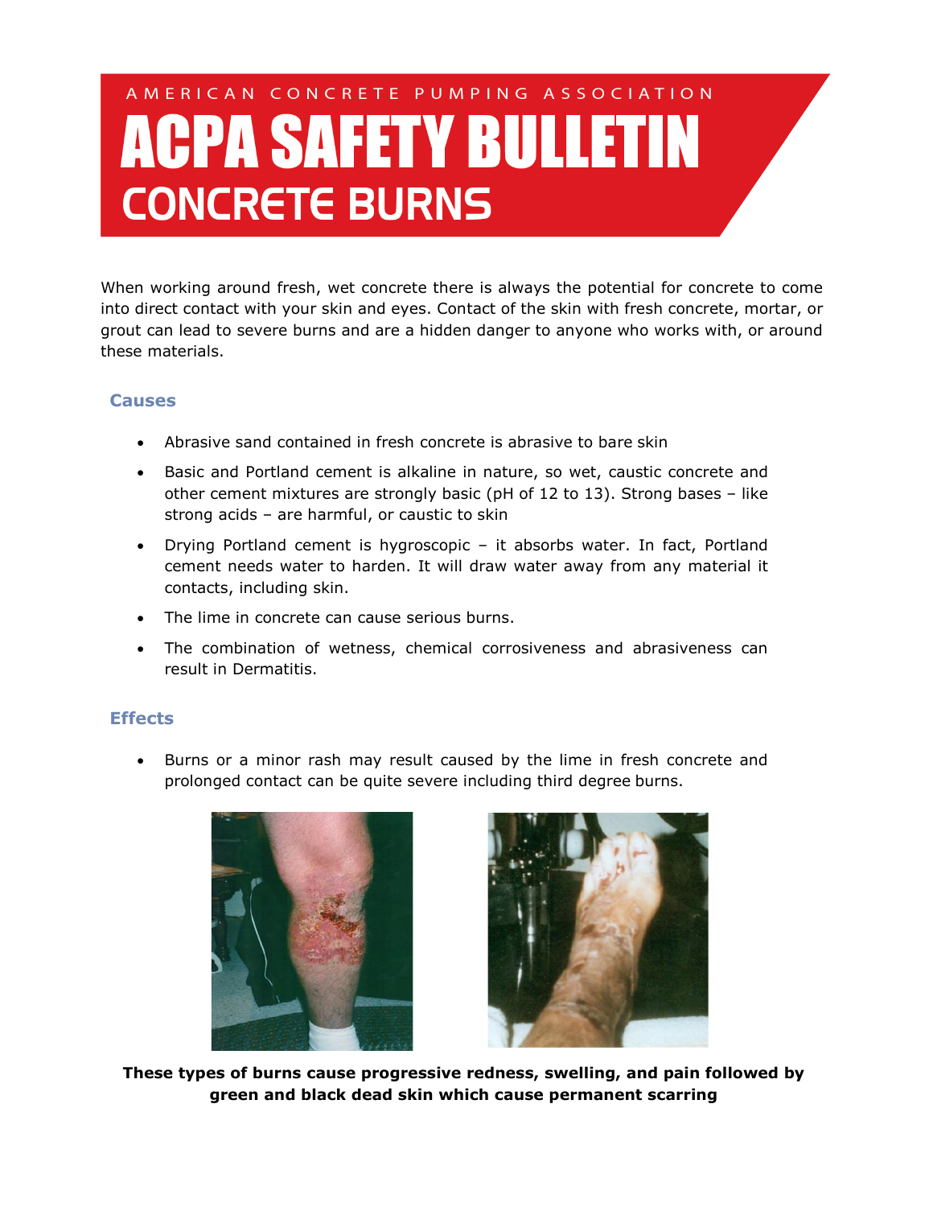AMERICAN CONCRETE PUMPING ASSOCIATION

# ACPA SAFETY BULLETIN

## CONCRETE BURNS

When working around fresh, wet concrete there is always the potential for concrete to come into direct contact with your skin and eyes. Contact of the skin with fresh concrete, mortar, or grout can lead to severe burns and are a hidden danger to anyone who works with, or around these materials.

### Causes

- Abrasive sand contained in fresh concrete is abrasive to bare skin
- Basic and Portland cement is alkaline in nature, so wet, caustic concrete and other cement mixtures are strongly basic (pH of 12 to 13). Strong bases – like strong acids – are harmful, or caustic to skin
- Drying Portland cement is hygroscopic – it absorbs water. In fact, Portland cement needs water to harden. It will draw water away from any material it contacts, including skin.
- The lime in concrete can cause serious burns.
- The combination of wetness, chemical corrosiveness and abrasiveness can result in Dermatitis.

### Effects

- Burns or a minor rash may result caused by the lime in fresh concrete and prolonged contact can be quite severe including third degree burns.

**These types of burns cause progressive redness, swelling, and pain followed by green and black dead skin which cause permanent scarring**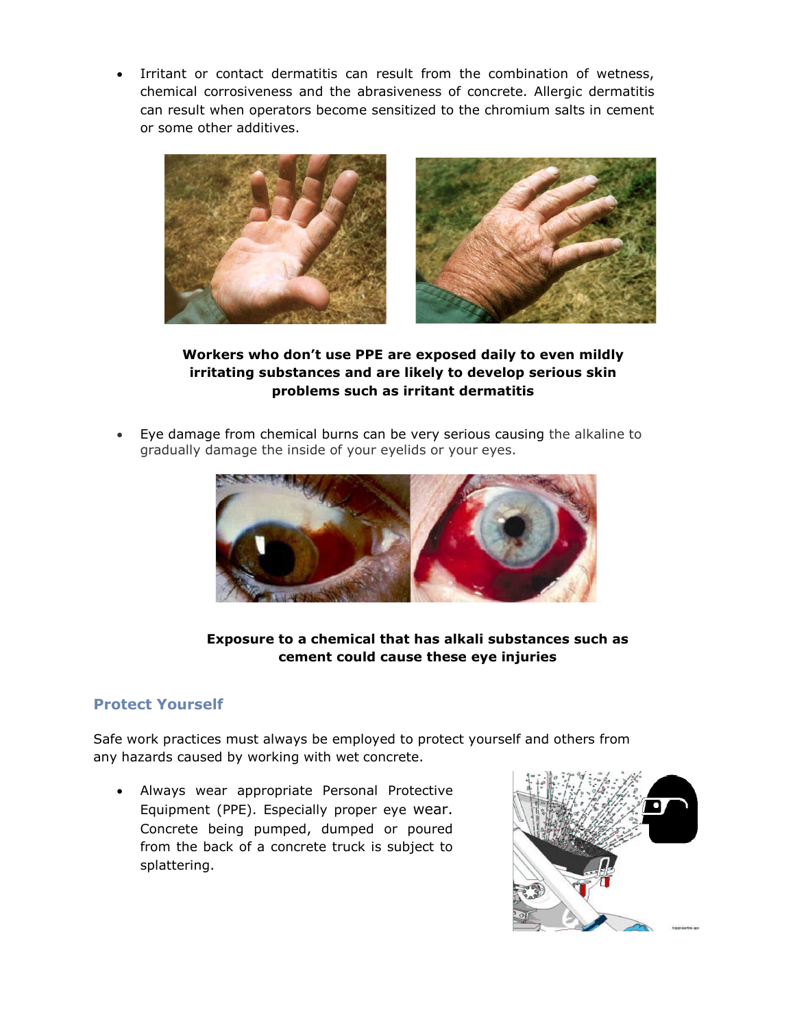- Irritant or contact dermatitis can result from the combination of wetness, chemical corrosiveness and the abrasiveness of concrete. Allergic dermatitis can result when operators become sensitized to the chromium salts in cement or some other additives.

**Workers who don't use PPE are exposed daily to even mildly irritating substances and are likely to develop serious skin problems such as irritant dermatitis**

- Eye damage from chemical burns can be very serious causing the alkaline to gradually damage the inside of your eyelids or your eyes.

**Exposure to a chemical that has alkali substances such as cement could cause these eye injuries**

## Protect Yourself

Safe work practices must always be employed to protect yourself and others from any hazards caused by working with wet concrete.

- Always wear appropriate Personal Protective Equipment (PPE). Especially proper eye wear. Concrete being pumped, dumped or poured from the back of a concrete truck is subject to splattering.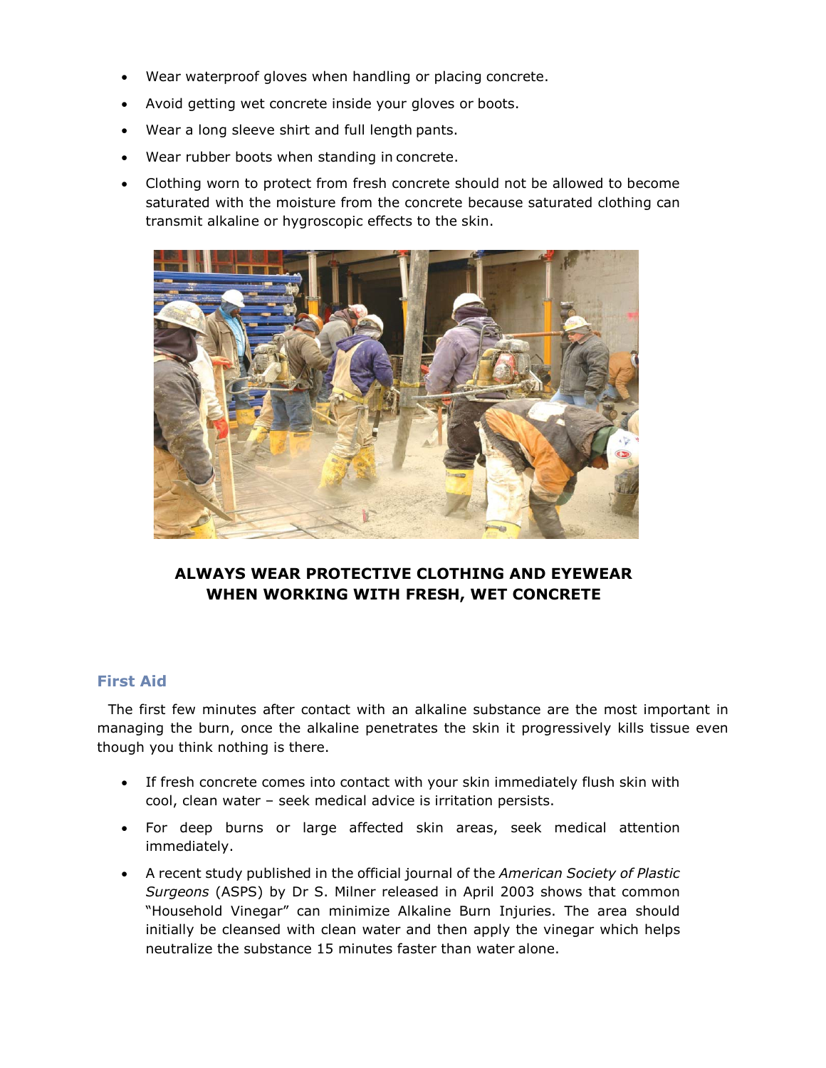- Wear waterproof gloves when handling or placing concrete.
- Avoid getting wet concrete inside your gloves or boots.
- Wear a long sleeve shirt and full length pants.
- Wear rubber boots when standing in concrete.
- Clothing worn to protect from fresh concrete should not be allowed to become saturated with the moisture from the concrete because saturated clothing can transmit alkaline or hygroscopic effects to the skin.

**ALWAYS WEAR PROTECTIVE CLOTHING AND EYEWEAR WHEN WORKING WITH FRESH, WET CONCRETE**

## First Aid

The first few minutes after contact with an alkaline substance are the most important in managing the burn, once the alkaline penetrates the skin it progressively kills tissue even though you think nothing is there.

- If fresh concrete comes into contact with your skin immediately flush skin with cool, clean water – seek medical advice is irritation persists.
- For deep burns or large affected skin areas, seek medical attention immediately.
- A recent study published in the official journal of the *American Society of Plastic Surgeons* (ASPS) by Dr S. Milner released in April 2003 shows that common "Household Vinegar" can minimize Alkaline Burn Injuries. The area should initially be cleansed with clean water and then apply the vinegar which helps neutralize the substance 15 minutes faster than water alone.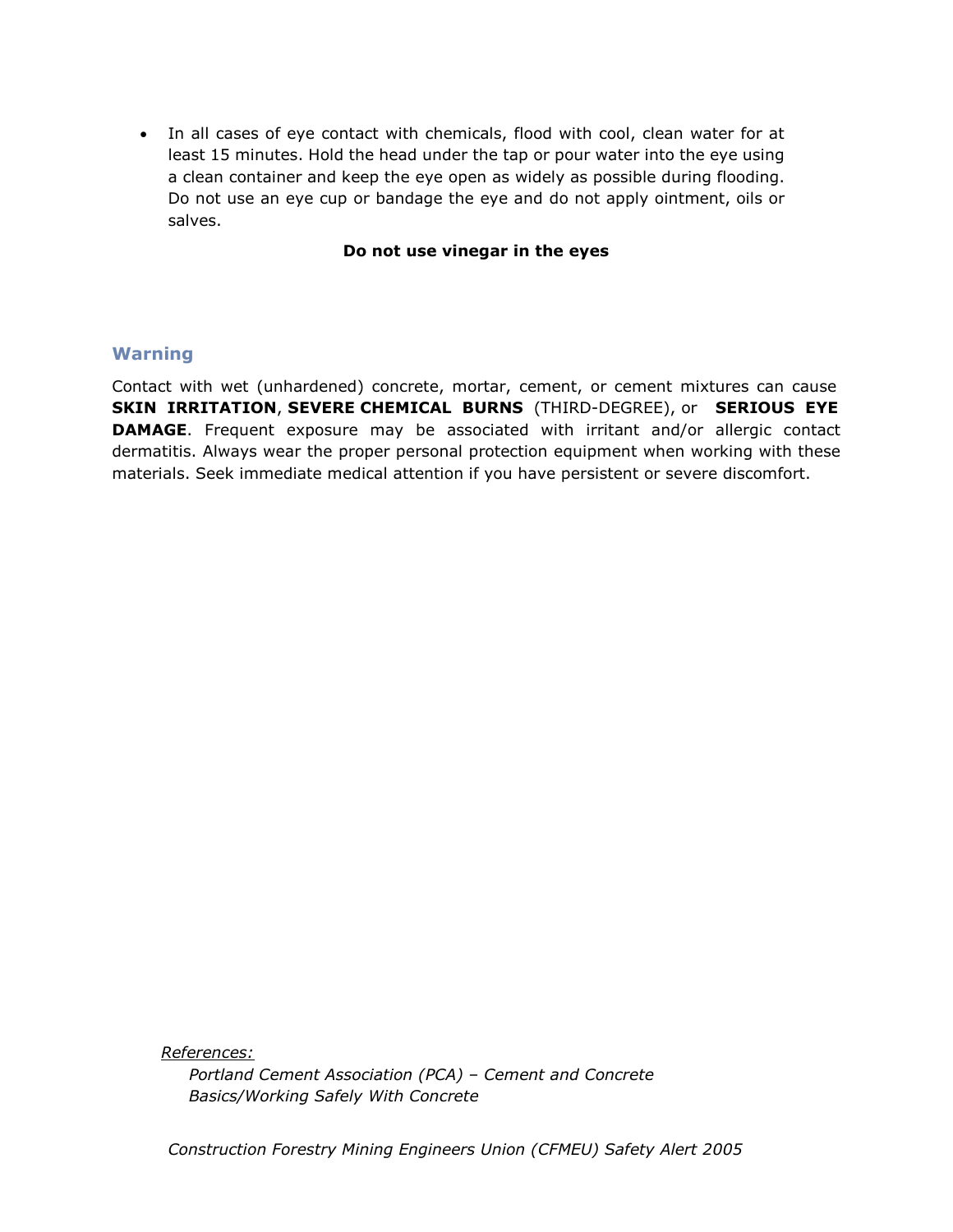- In all cases of eye contact with chemicals, flood with cool, clean water for at least 15 minutes. Hold the head under the tap or pour water into the eye using a clean container and keep the eye open as widely as possible during flooding. Do not use an eye cup or bandage the eye and do not apply ointment, oils or salves.

**Do not use vinegar in the eyes**

## Warning

Contact with wet (unhardened) concrete, mortar, cement, or cement mixtures can cause **SKIN IRRITATION**, **SEVERE CHEMICAL BURNS** (THIRD-DEGREE), or **SERIOUS EYE DAMAGE**. Frequent exposure may be associated with irritant and/or allergic contact dermatitis. Always wear the proper personal protection equipment when working with these materials. Seek immediate medical attention if you have persistent or severe discomfort.

*References:*

*Portland Cement Association (PCA) – Cement and Concrete Basics/Working Safely With Concrete*

*Construction Forestry Mining Engineers Union (CFMEU) Safety Alert 2005*